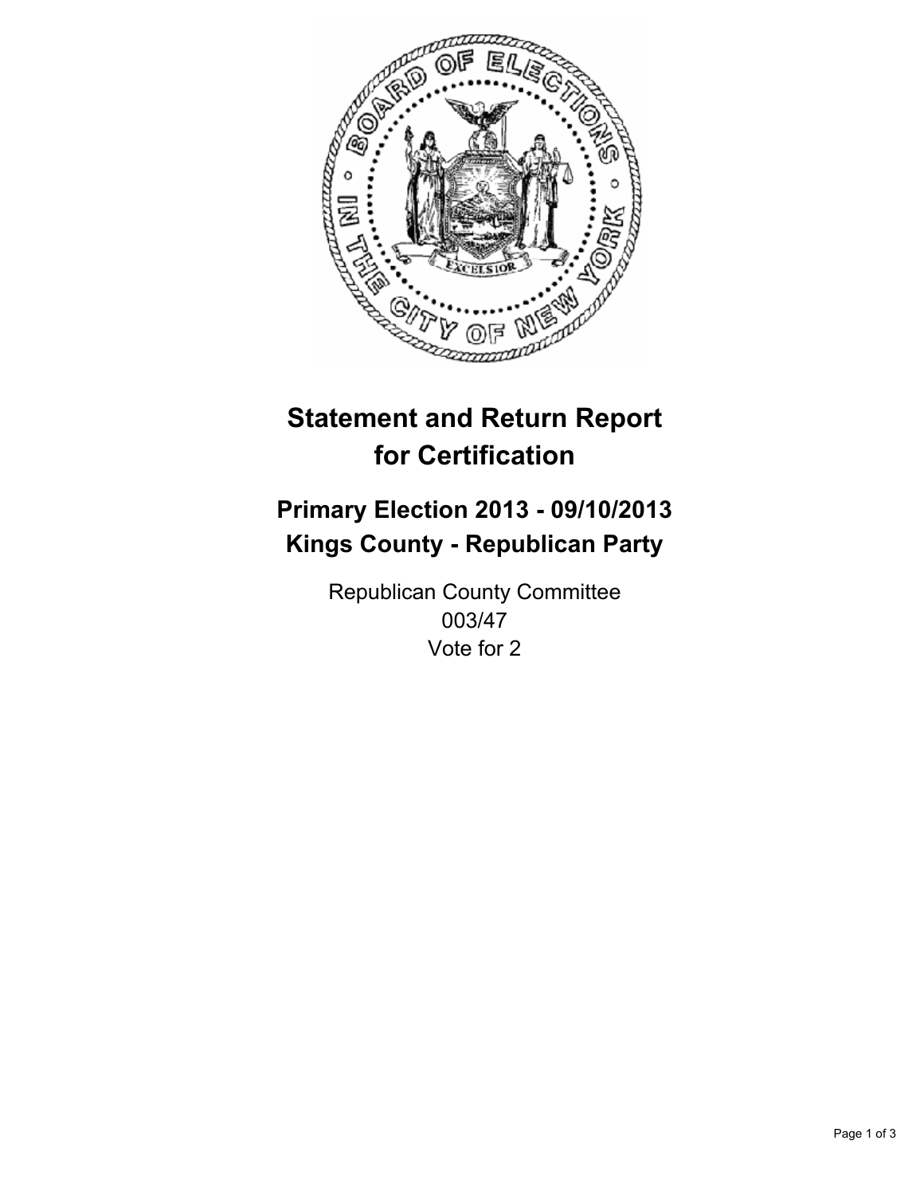# Statement and Return Report for Certification

## Primary Election 2013 - 09/10/2013
## Kings County - Republican Party

Republican County Committee
003/47
Vote for 2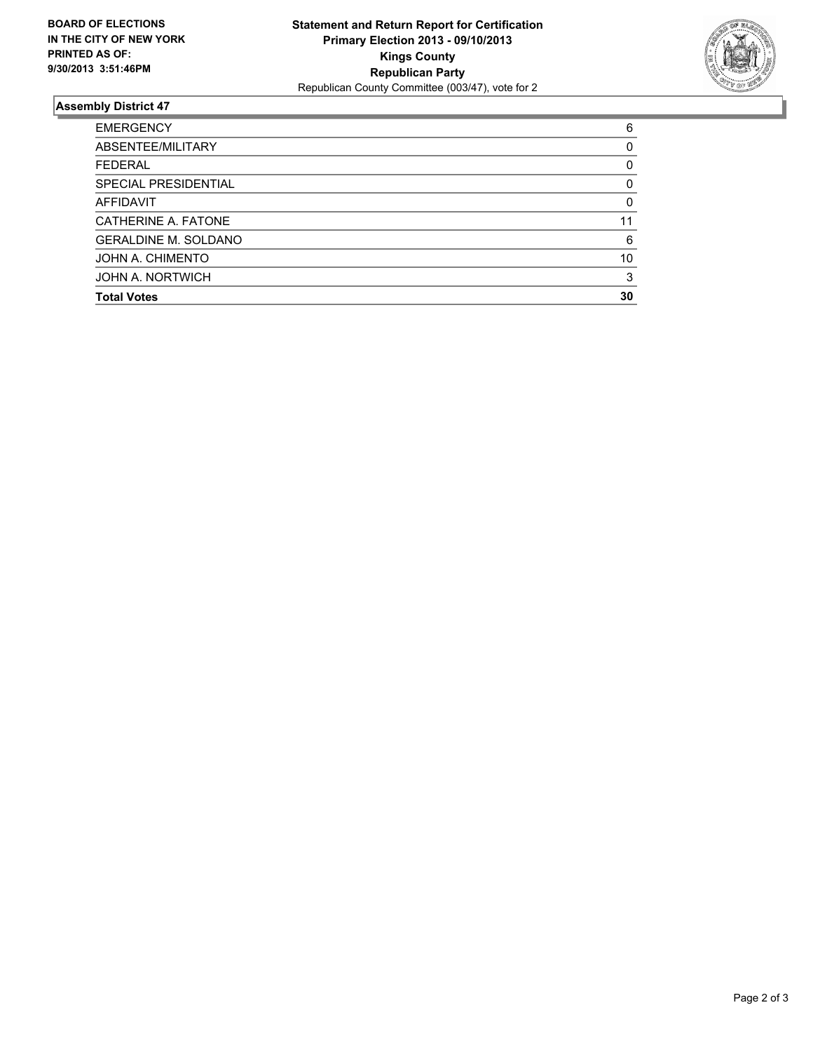**BOARD OF ELECTIONS IN THE CITY OF NEW YORK PRINTED AS OF: 9/30/2013 3:51:46PM**

**Statement and Return Report for Certification**
**Primary Election 2013 - 09/10/2013**
**Kings County**
**Republican Party**
Republican County Committee (003/47), vote for 2

### Assembly District 47

| | |
|---|---|
| EMERGENCY | 6 |
| ABSENTEE/MILITARY | 0 |
| FEDERAL | 0 |
| SPECIAL PRESIDENTIAL | 0 |
| AFFIDAVIT | 0 |
| CATHERINE A. FATONE | 11 |
| GERALDINE M. SOLDANO | 6 |
| JOHN A. CHIMENTO | 10 |
| JOHN A. NORTWICH | 3 |
| **Total Votes** | **30** |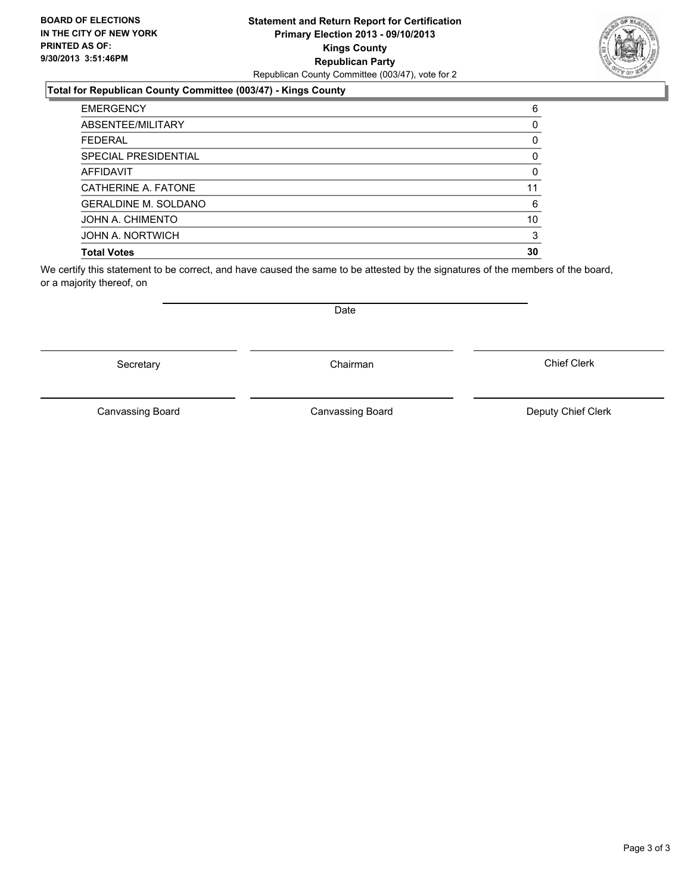**BOARD OF ELECTIONS IN THE CITY OF NEW YORK PRINTED AS OF: 9/30/2013 3:51:46PM**

**Statement and Return Report for Certification**
**Primary Election 2013 - 09/10/2013**
**Kings County**
**Republican Party**
Republican County Committee (003/47), vote for 2

### Total for Republican County Committee (003/47) - Kings County

| | |
|---|---|
| EMERGENCY | 6 |
| ABSENTEE/MILITARY | 0 |
| FEDERAL | 0 |
| SPECIAL PRESIDENTIAL | 0 |
| AFFIDAVIT | 0 |
| CATHERINE A. FATONE | 11 |
| GERALDINE M. SOLDANO | 6 |
| JOHN A. CHIMENTO | 10 |
| JOHN A. NORTWICH | 3 |
| **Total Votes** | **30** |

We certify this statement to be correct, and have caused the same to be attested by the signatures of the members of the board, or a majority thereof, on

Date

Secretary

Chairman

Chief Clerk

Canvassing Board

Canvassing Board

Deputy Chief Clerk